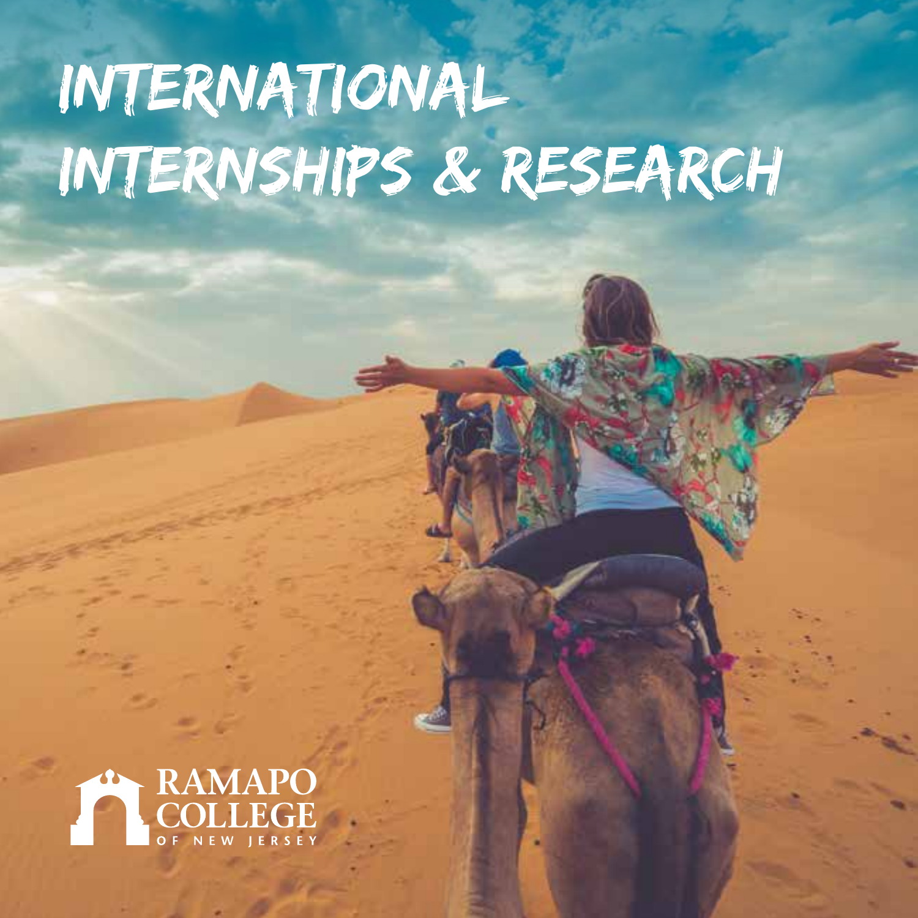# INTERNATIONAL INTERNSHIPS & RESEARCH

RAMAPO COLLEGE OF NEW JERSEY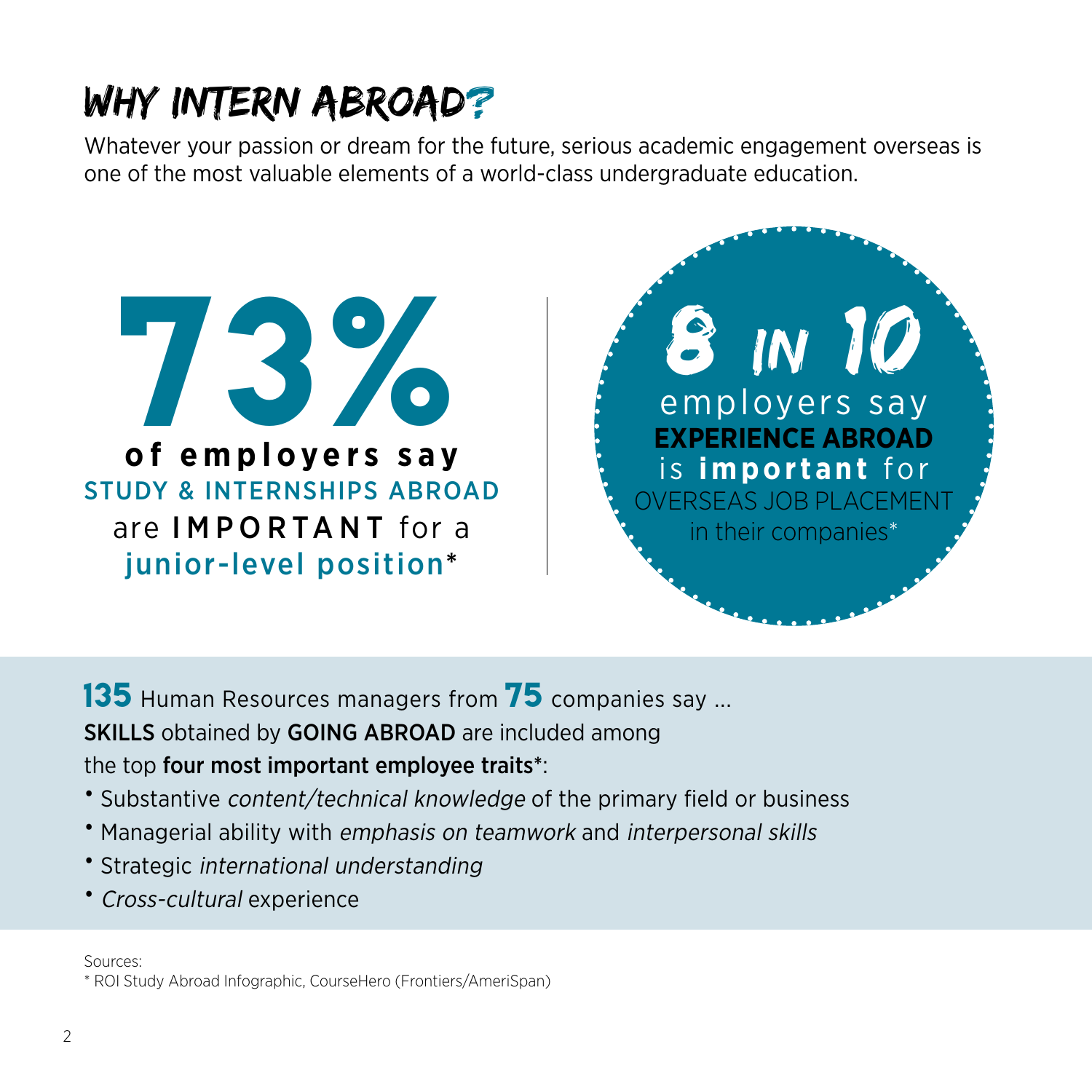# WHY INTERN ABROAD?

Whatever your passion or dream for the future, serious academic engagement overseas is one of the most valuable elements of a world-class undergraduate education.

**73%**

**of employers say**
STUDY & INTERNSHIPS ABROAD
are **IMPORTANT** for a
**junior-level position***

**8 IN 10**

employers say
**EXPERIENCE ABROAD**
is **important** for
OVERSEAS JOB PLACEMENT
in their companies*

**135** Human Resources managers from **75** companies say ...
**SKILLS** obtained by **GOING ABROAD** are included among
the top **four most important employee traits***:

- Substantive *content/technical knowledge* of the primary field or business
- Managerial ability with *emphasis on teamwork* and *interpersonal skills*
- Strategic *international understanding*
- *Cross-cultural* experience

Sources:
* ROI Study Abroad Infographic, CourseHero (Frontiers/AmeriSpan)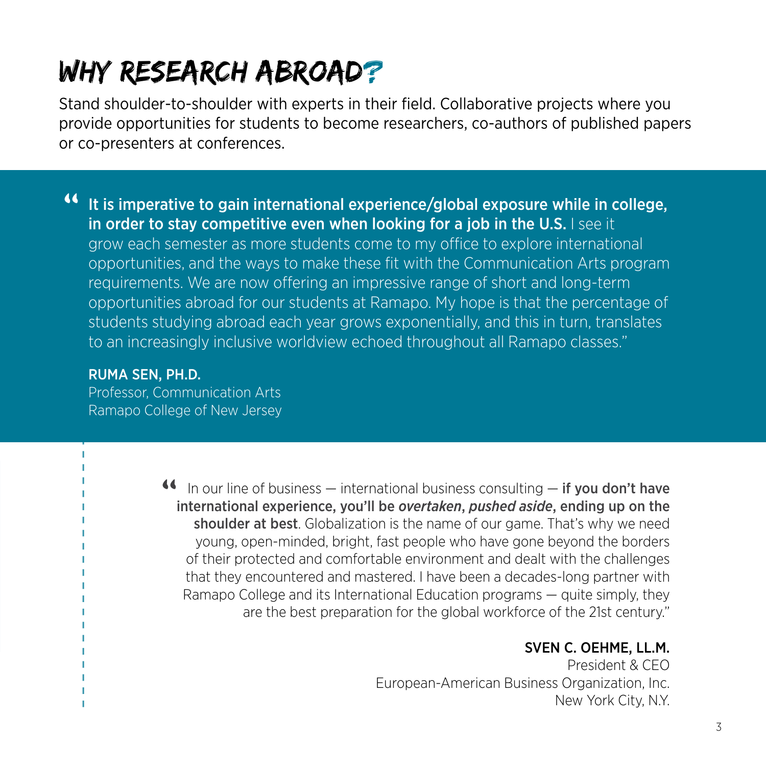# WHY RESEARCH ABROAD?

Stand shoulder-to-shoulder with experts in their field. Collaborative projects where you provide opportunities for students to become researchers, co-authors of published papers or co-presenters at conferences.

> “ **It is imperative to gain international experience/global exposure while in college, in order to stay competitive even when looking for a job in the U.S.** I see it grow each semester as more students come to my office to explore international opportunities, and the ways to make these fit with the Communication Arts program requirements. We are now offering an impressive range of short and long-term opportunities abroad for our students at Ramapo. My hope is that the percentage of students studying abroad each year grows exponentially, and this in turn, translates to an increasingly inclusive worldview echoed throughout all Ramapo classes.”
>
> **RUMA SEN, PH.D.**
> Professor, Communication Arts
> Ramapo College of New Jersey

> “ In our line of business — international business consulting — **if you don’t have international experience, you’ll be *overtaken*, *pushed aside*, ending up on the shoulder at best**. Globalization is the name of our game. That’s why we need young, open-minded, bright, fast people who have gone beyond the borders of their protected and comfortable environment and dealt with the challenges that they encountered and mastered. I have been a decades-long partner with Ramapo College and its International Education programs — quite simply, they are the best preparation for the global workforce of the 21st century.”
>
> **SVEN C. OEHME, LL.M.**
> President & CEO
> European-American Business Organization, Inc.
> New York City, N.Y.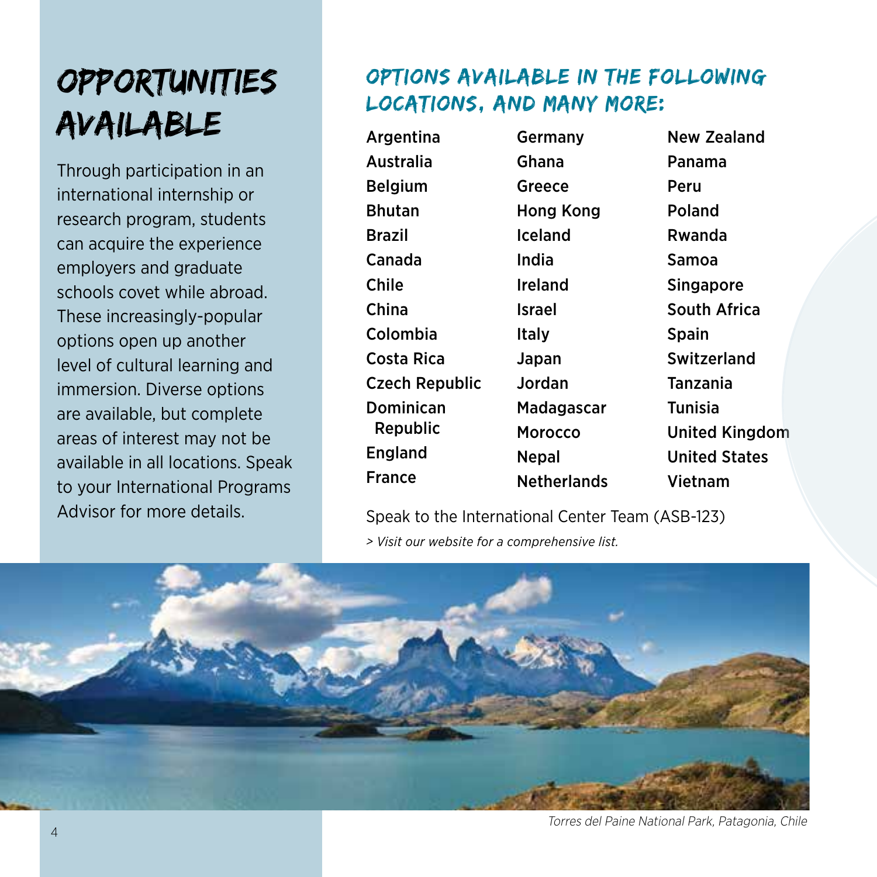# OPPORTUNITIES AVAILABLE

Through participation in an international internship or research program, students can acquire the experience employers and graduate schools covet while abroad. These increasingly-popular options open up another level of cultural learning and immersion. Diverse options are available, but complete areas of interest may not be available in all locations. Speak to your International Programs Advisor for more details.

## OPTIONS AVAILABLE IN THE FOLLOWING LOCATIONS, AND MANY MORE:

- Argentina
- Australia
- Belgium
- Bhutan
- Brazil
- Canada
- Chile
- China
- Colombia
- Costa Rica
- Czech Republic
- Dominican Republic
- England
- France
- Germany
- Ghana
- Greece
- Hong Kong
- Iceland
- India
- Ireland
- Israel
- Italy
- Japan
- Jordan
- Madagascar
- Morocco
- Nepal
- Netherlands
- New Zealand
- Panama
- Peru
- Poland
- Rwanda
- Samoa
- Singapore
- South Africa
- Spain
- Switzerland
- Tanzania
- Tunisia
- United Kingdom
- United States
- Vietnam

Speak to the International Center Team (ASB-123)

*> Visit our website for a comprehensive list.*

*Torres del Paine National Park, Patagonia, Chile*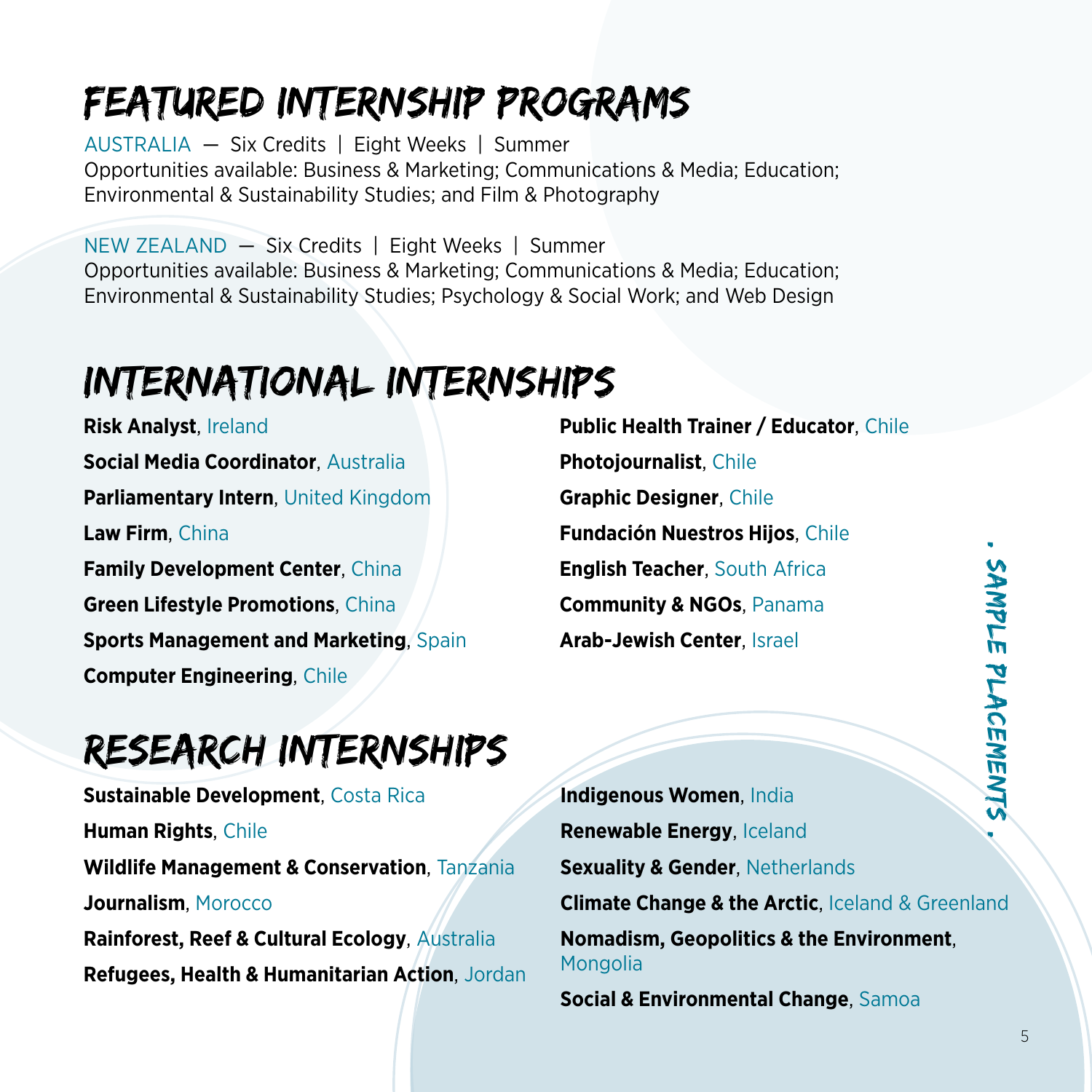# FEATURED INTERNSHIP PROGRAMS

AUSTRALIA — Six Credits | Eight Weeks | Summer
Opportunities available: Business & Marketing; Communications & Media; Education; Environmental & Sustainability Studies; and Film & Photography

NEW ZEALAND — Six Credits | Eight Weeks | Summer
Opportunities available: Business & Marketing; Communications & Media; Education; Environmental & Sustainability Studies; Psychology & Social Work; and Web Design

# INTERNATIONAL INTERNSHIPS

**Risk Analyst**, Ireland

**Social Media Coordinator**, Australia

**Parliamentary Intern**, United Kingdom

**Law Firm**, China

**Family Development Center**, China

**Green Lifestyle Promotions**, China

**Sports Management and Marketing**, Spain

**Computer Engineering**, Chile

**Public Health Trainer / Educator**, Chile

**Photojournalist**, Chile

**Graphic Designer**, Chile

**Fundación Nuestros Hijos**, Chile

**English Teacher**, South Africa

**Community & NGOs**, Panama

**Arab-Jewish Center**, Israel

# RESEARCH INTERNSHIPS

**Sustainable Development**, Costa Rica

**Human Rights**, Chile

**Wildlife Management & Conservation**, Tanzania

**Journalism**, Morocco

**Rainforest, Reef & Cultural Ecology**, Australia

**Refugees, Health & Humanitarian Action**, Jordan

**Indigenous Women**, India

**Renewable Energy**, Iceland

**Sexuality & Gender**, Netherlands

**Climate Change & the Arctic**, Iceland & Greenland

**Nomadism, Geopolitics & the Environment**, Mongolia

**Social & Environmental Change**, Samoa

• SAMPLE PLACEMENTS •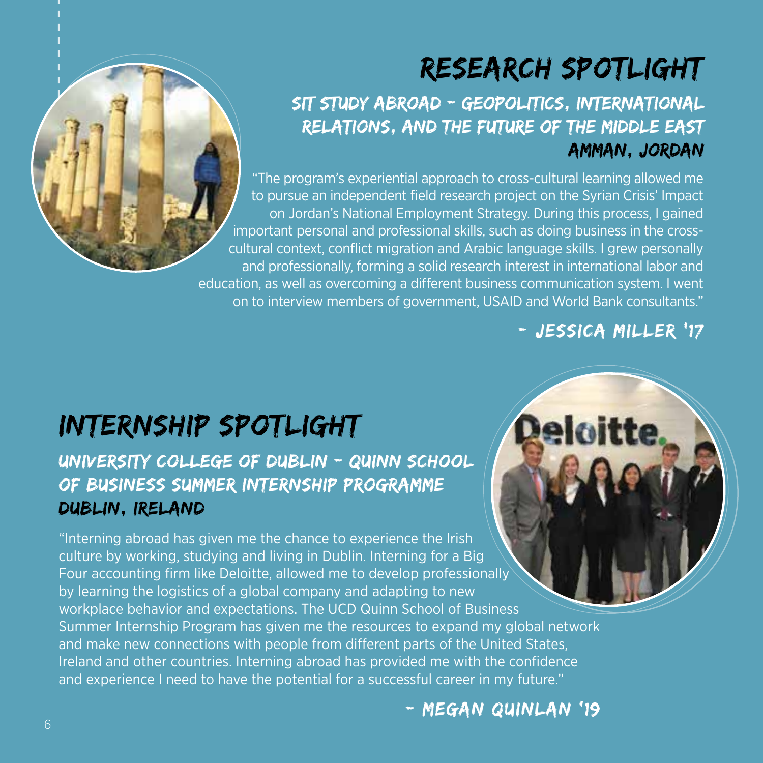# RESEARCH SPOTLIGHT

## SIT STUDY ABROAD - GEOPOLITICS, INTERNATIONAL RELATIONS, AND THE FUTURE OF THE MIDDLE EAST
## AMMAN, JORDAN

"The program's experiential approach to cross-cultural learning allowed me to pursue an independent field research project on the Syrian Crisis' Impact on Jordan's National Employment Strategy. During this process, I gained important personal and professional skills, such as doing business in the cross-cultural context, conflict migration and Arabic language skills. I grew personally and professionally, forming a solid research interest in international labor and education, as well as overcoming a different business communication system. I went on to interview members of government, USAID and World Bank consultants."

- JESSICA MILLER '17

# INTERNSHIP SPOTLIGHT

## UNIVERSITY COLLEGE OF DUBLIN - QUINN SCHOOL OF BUSINESS SUMMER INTERNSHIP PROGRAMME
## DUBLIN, IRELAND

"Interning abroad has given me the chance to experience the Irish culture by working, studying and living in Dublin. Interning for a Big Four accounting firm like Deloitte, allowed me to develop professionally by learning the logistics of a global company and adapting to new workplace behavior and expectations. The UCD Quinn School of Business Summer Internship Program has given me the resources to expand my global network and make new connections with people from different parts of the United States, Ireland and other countries. Interning abroad has provided me with the confidence and experience I need to have the potential for a successful career in my future."

- MEGAN QUINLAN '19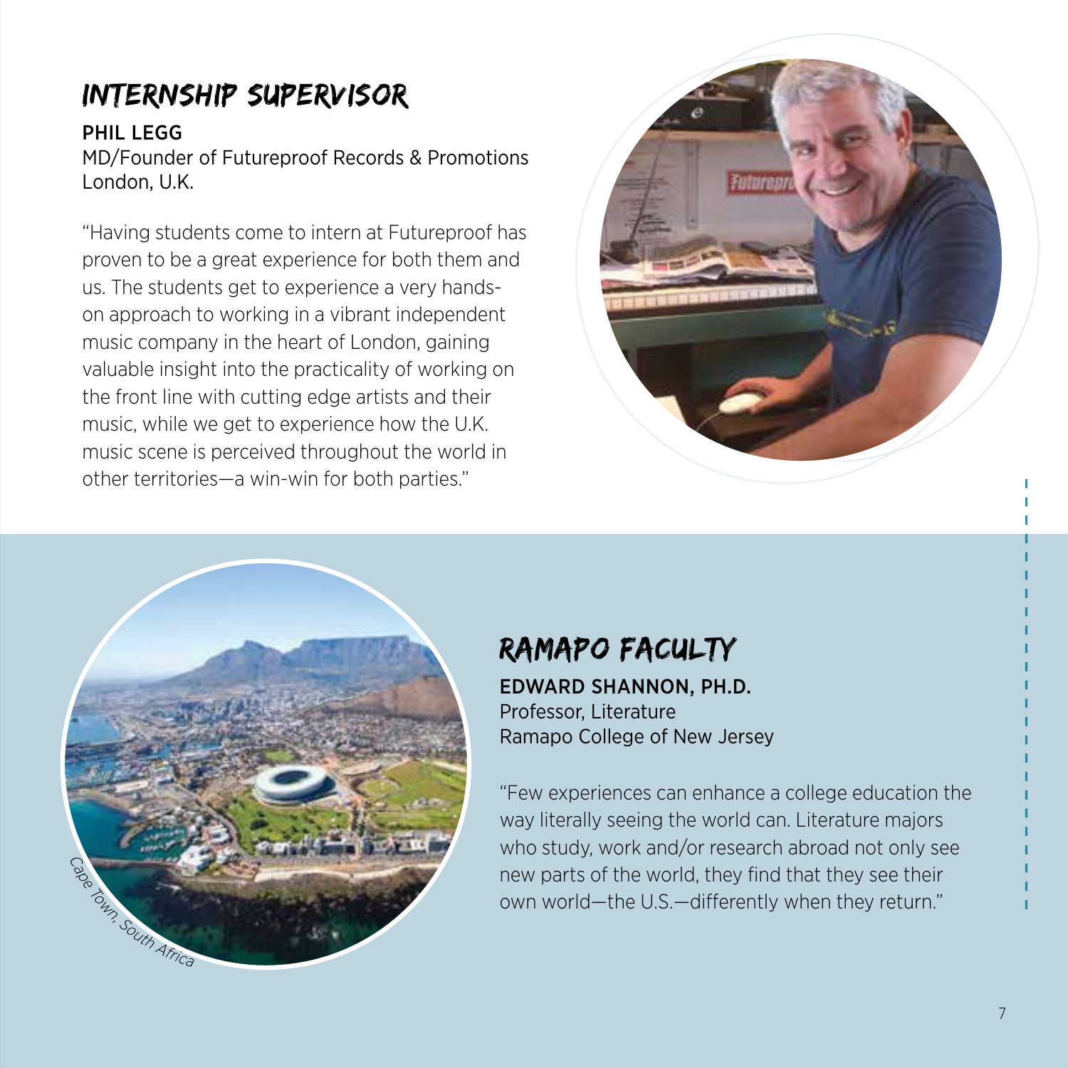## INTERNSHIP SUPERVISOR

**PHIL LEGG**
MD/Founder of Futureproof Records & Promotions
London, U.K.

"Having students come to intern at Futureproof has proven to be a great experience for both them and us. The students get to experience a very hands-on approach to working in a vibrant independent music company in the heart of London, gaining valuable insight into the practicality of working on the front line with cutting edge artists and their music, while we get to experience how the U.K. music scene is perceived throughout the world in other territories—a win-win for both parties."

*Cape Town, South Africa*

## RAMAPO FACULTY

**EDWARD SHANNON, PH.D.**
Professor, Literature
Ramapo College of New Jersey

"Few experiences can enhance a college education the way literally seeing the world can. Literature majors who study, work and/or research abroad not only see new parts of the world, they find that they see their own world—the U.S.—differently when they return."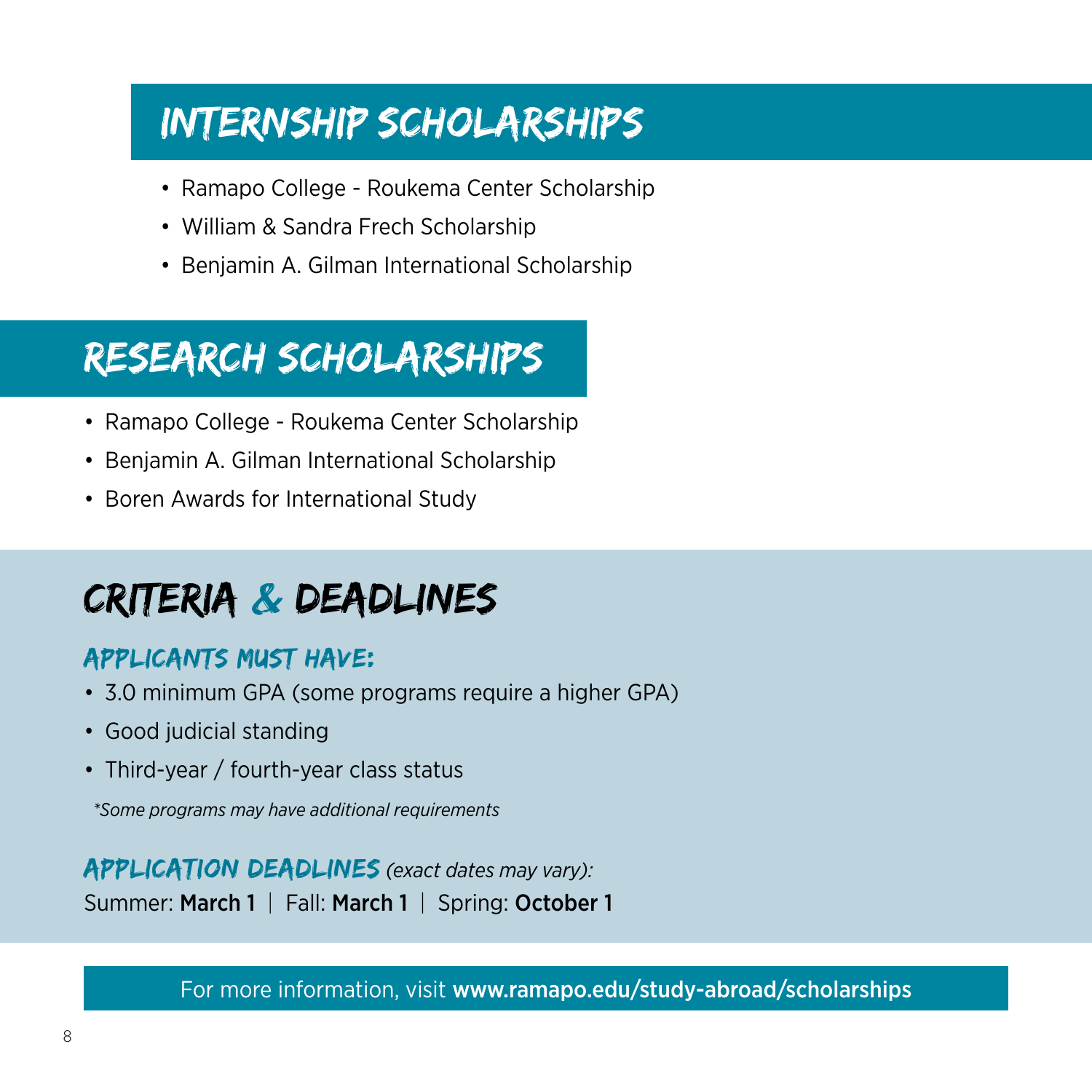## INTERNSHIP SCHOLARSHIPS

- Ramapo College - Roukema Center Scholarship
- William & Sandra Frech Scholarship
- Benjamin A. Gilman International Scholarship

## RESEARCH SCHOLARSHIPS

- Ramapo College - Roukema Center Scholarship
- Benjamin A. Gilman International Scholarship
- Boren Awards for International Study

## CRITERIA & DEADLINES

### APPLICANTS MUST HAVE:

- 3.0 minimum GPA (some programs require a higher GPA)
- Good judicial standing
- Third-year / fourth-year class status

*\*Some programs may have additional requirements*

### APPLICATION DEADLINES *(exact dates may vary):*

Summer: **March 1** | Fall: **March 1** | Spring: **October 1**

For more information, visit **www.ramapo.edu/study-abroad/scholarships**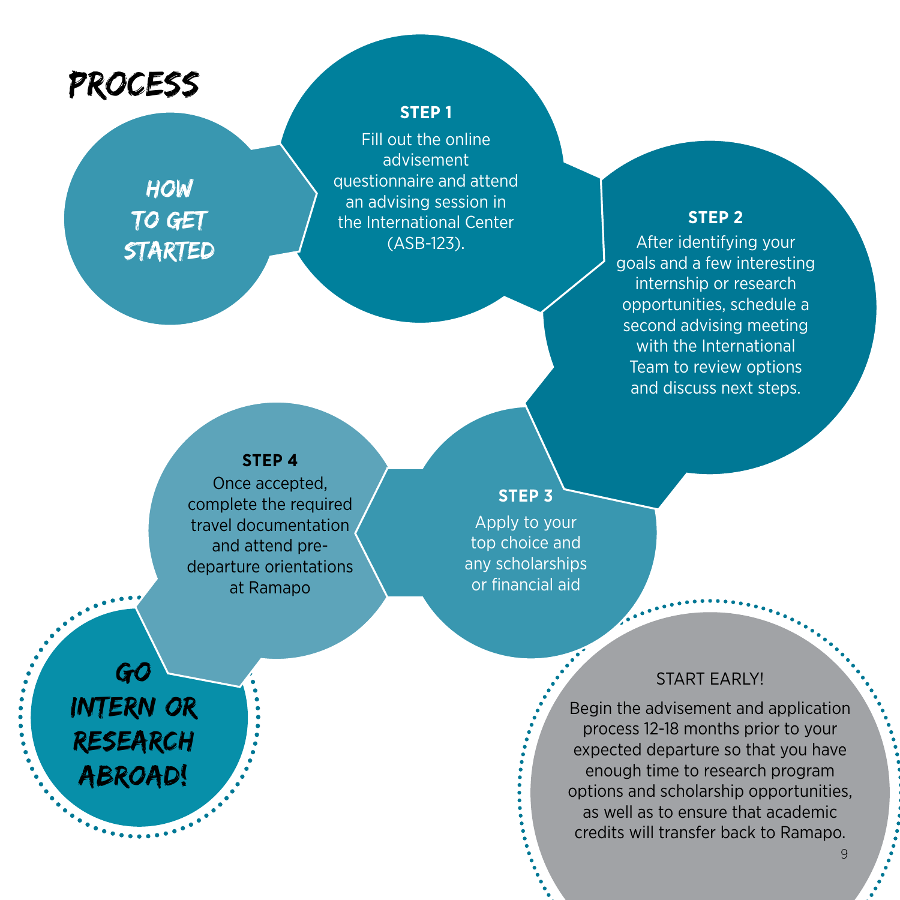# PROCESS

## HOW TO GET STARTED

**STEP 1**

Fill out the online advisement questionnaire and attend an advising session in the International Center (ASB-123).

**STEP 2**

After identifying your goals and a few interesting internship or research opportunities, schedule a second advising meeting with the International Team to review options and discuss next steps.

**STEP 3**

Apply to your top choice and any scholarships or financial aid

**STEP 4**

Once accepted, complete the required travel documentation and attend pre-departure orientations at Ramapo

## GO INTERN OR RESEARCH ABROAD!

START EARLY!

Begin the advisement and application process 12-18 months prior to your expected departure so that you have enough time to research program options and scholarship opportunities, as well as to ensure that academic credits will transfer back to Ramapo.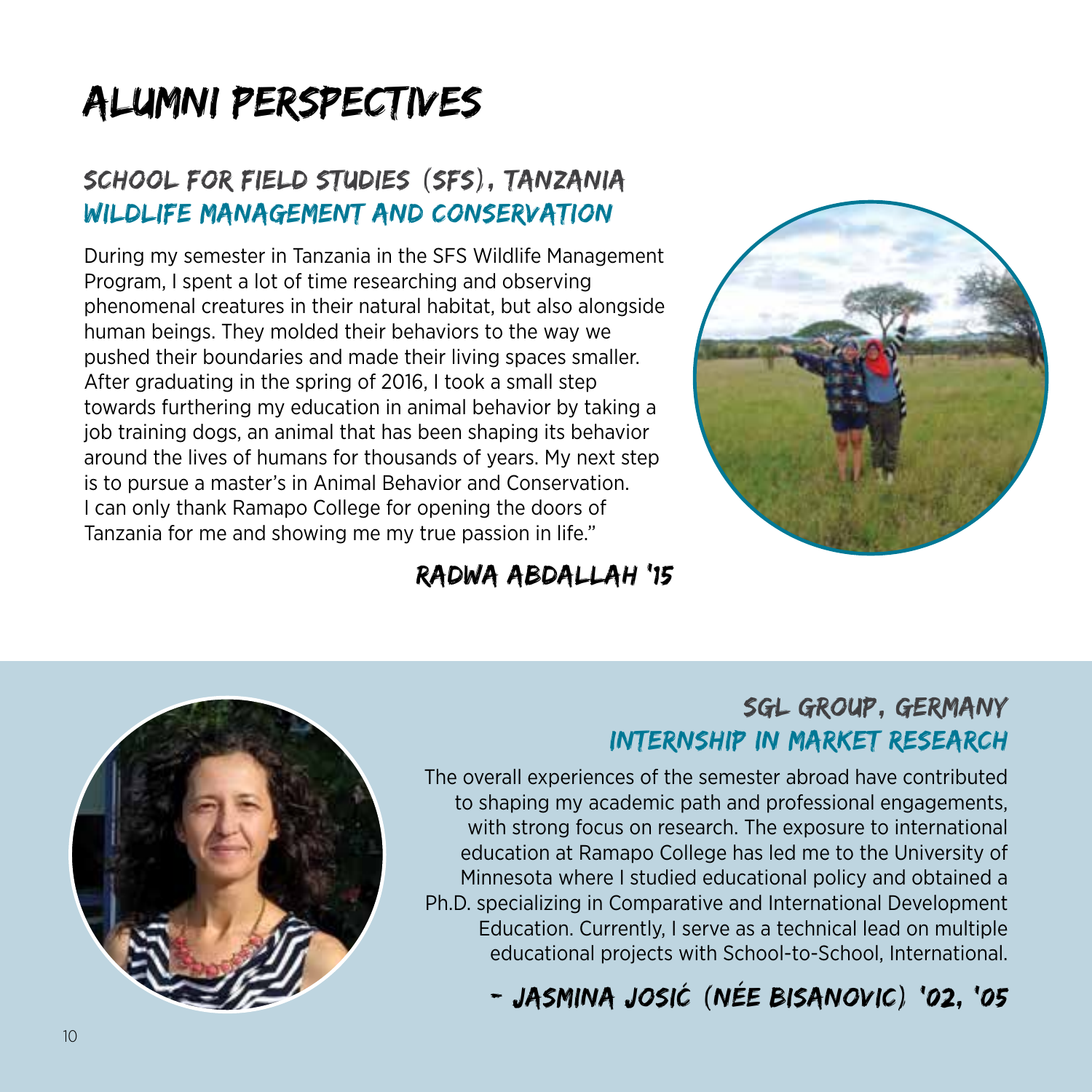# ALUMNI PERSPECTIVES

## SCHOOL FOR FIELD STUDIES (SFS), TANZANIA
### WILDLIFE MANAGEMENT AND CONSERVATION

During my semester in Tanzania in the SFS Wildlife Management Program, I spent a lot of time researching and observing phenomenal creatures in their natural habitat, but also alongside human beings. They molded their behaviors to the way we pushed their boundaries and made their living spaces smaller. After graduating in the spring of 2016, I took a small step towards furthering my education in animal behavior by taking a job training dogs, an animal that has been shaping its behavior around the lives of humans for thousands of years. My next step is to pursue a master's in Animal Behavior and Conservation. I can only thank Ramapo College for opening the doors of Tanzania for me and showing me my true passion in life."

**RADWA ABDALLAH '15**

## SGL GROUP, GERMANY
### INTERNSHIP IN MARKET RESEARCH

The overall experiences of the semester abroad have contributed to shaping my academic path and professional engagements, with strong focus on research. The exposure to international education at Ramapo College has led me to the University of Minnesota where I studied educational policy and obtained a Ph.D. specializing in Comparative and International Development Education. Currently, I serve as a technical lead on multiple educational projects with School-to-School, International.

**- JASMINA JOSIĆ (NÉE BISANOVIC) '02, '05**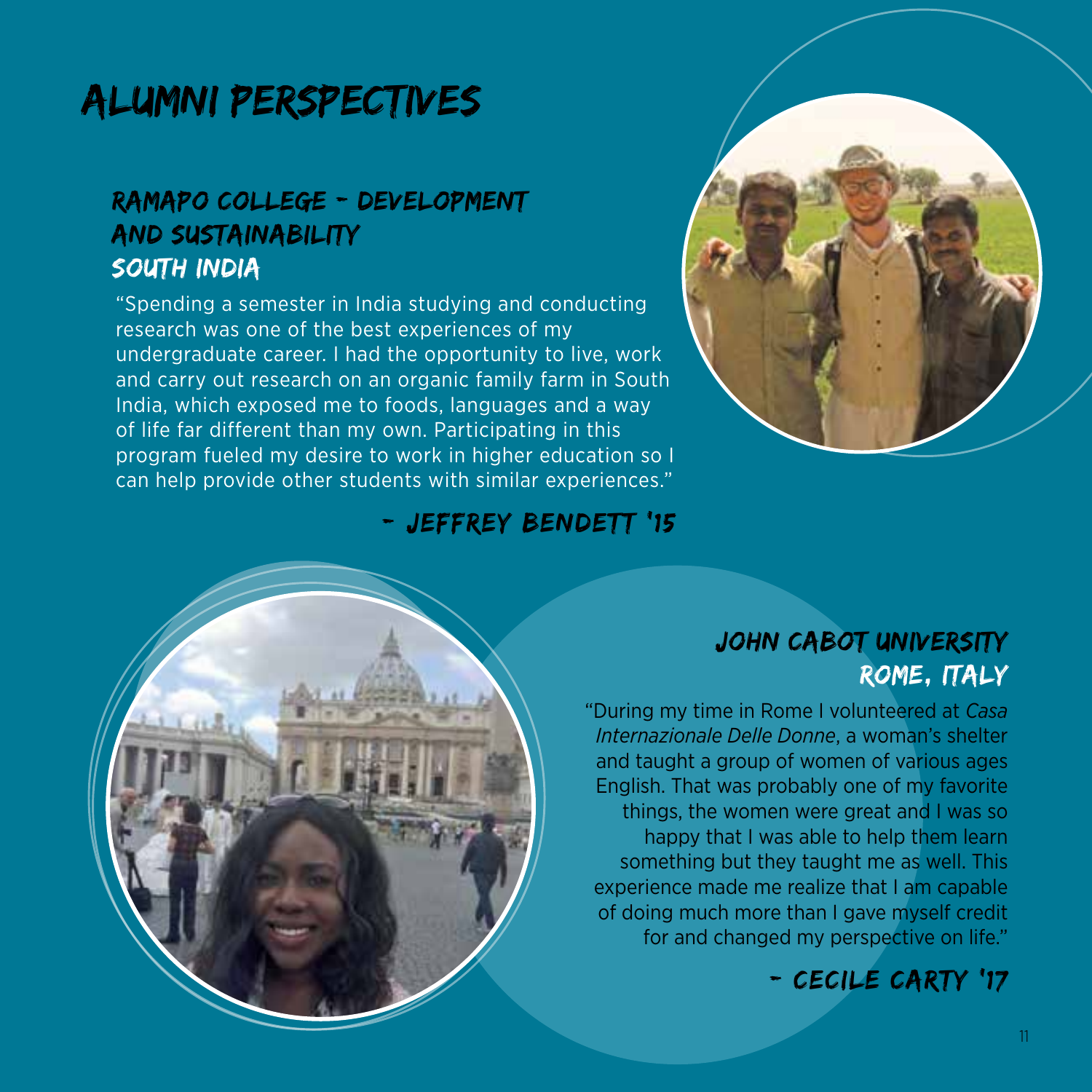# ALUMNI PERSPECTIVES

## RAMAPO COLLEGE - DEVELOPMENT AND SUSTAINABILITY
## SOUTH INDIA

"Spending a semester in India studying and conducting research was one of the best experiences of my undergraduate career. I had the opportunity to live, work and carry out research on an organic family farm in South India, which exposed me to foods, languages and a way of life far different than my own. Participating in this program fueled my desire to work in higher education so I can help provide other students with similar experiences."

**- JEFFREY BENDETT '15**

## JOHN CABOT UNIVERSITY
## ROME, ITALY

"During my time in Rome I volunteered at *Casa Internazionale Delle Donne*, a woman's shelter and taught a group of women of various ages English. That was probably one of my favorite things, the women were great and I was so happy that I was able to help them learn something but they taught me as well. This experience made me realize that I am capable of doing much more than I gave myself credit for and changed my perspective on life."

**- CECILE CARTY '17**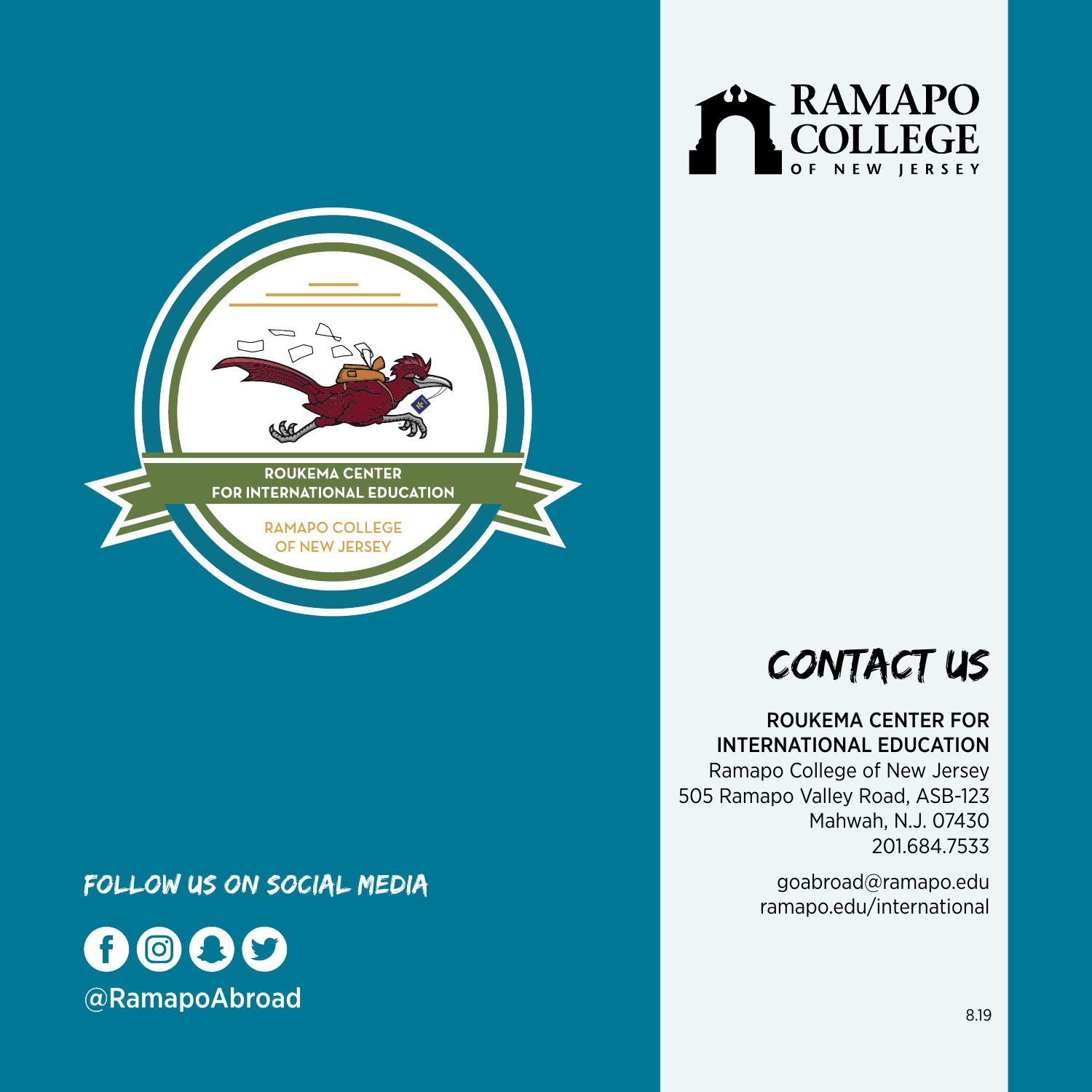ROUKEMA CENTER FOR INTERNATIONAL EDUCATION

RAMAPO COLLEGE OF NEW JERSEY

FOLLOW US ON SOCIAL MEDIA

@RamapoAbroad

RAMAPO COLLEGE OF NEW JERSEY

## CONTACT US

**ROUKEMA CENTER FOR INTERNATIONAL EDUCATION**
Ramapo College of New Jersey
505 Ramapo Valley Road, ASB-123
Mahwah, N.J. 07430
201.684.7533

goabroad@ramapo.edu
ramapo.edu/international

8.19